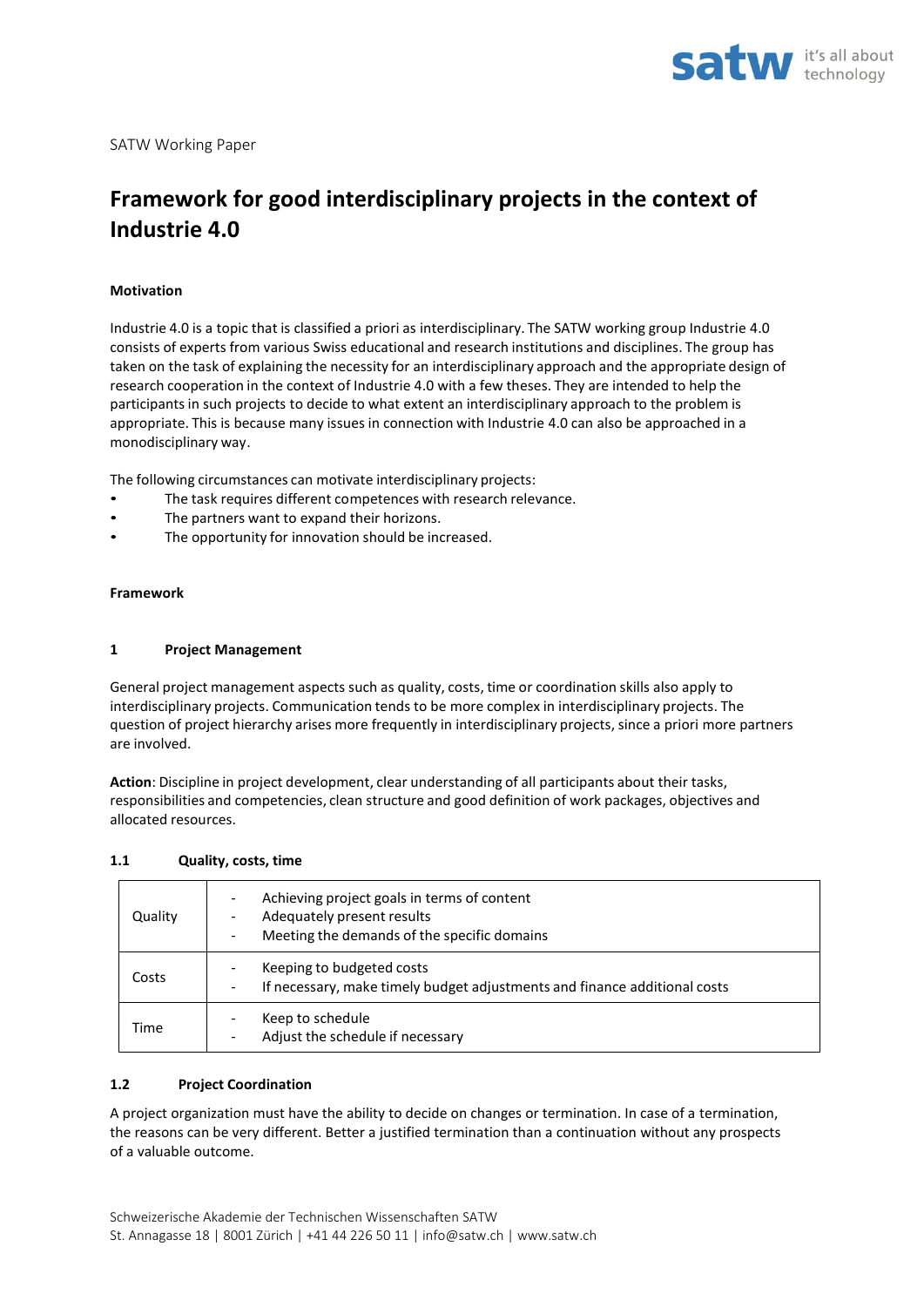SATW Working Paper

# Framework for good interdisciplinary projects in the context of Industrie 4.0

**Motivation**

Industrie 4.0 is a topic that is classified a priori as interdisciplinary. The SATW working group Industrie 4.0 consists of experts from various Swiss educational and research institutions and disciplines. The group has taken on the task of explaining the necessity for an interdisciplinary approach and the appropriate design of research cooperation in the context of Industrie 4.0 with a few theses. They are intended to help the participants in such projects to decide to what extent an interdisciplinary approach to the problem is appropriate. This is because many issues in connection with Industrie 4.0 can also be approached in a monodisciplinary way.

The following circumstances can motivate interdisciplinary projects:

- The task requires different competences with research relevance.
- The partners want to expand their horizons.
- The opportunity for innovation should be increased.

**Framework**

## 1 Project Management

General project management aspects such as quality, costs, time or coordination skills also apply to interdisciplinary projects. Communication tends to be more complex in interdisciplinary projects. The question of project hierarchy arises more frequently in interdisciplinary projects, since a priori more partners are involved.

**Action**: Discipline in project development, clear understanding of all participants about their tasks, responsibilities and competencies, clean structure and good definition of work packages, objectives and allocated resources.

### 1.1 Quality, costs, time

| | |
|---|---|
| Quality | - Achieving project goals in terms of content<br>- Adequately present results<br>- Meeting the demands of the specific domains |
| Costs | - Keeping to budgeted costs<br>- If necessary, make timely budget adjustments and finance additional costs |
| Time | - Keep to schedule<br>- Adjust the schedule if necessary |

### 1.2 Project Coordination

A project organization must have the ability to decide on changes or termination. In case of a termination, the reasons can be very different. Better a justified termination than a continuation without any prospects of a valuable outcome.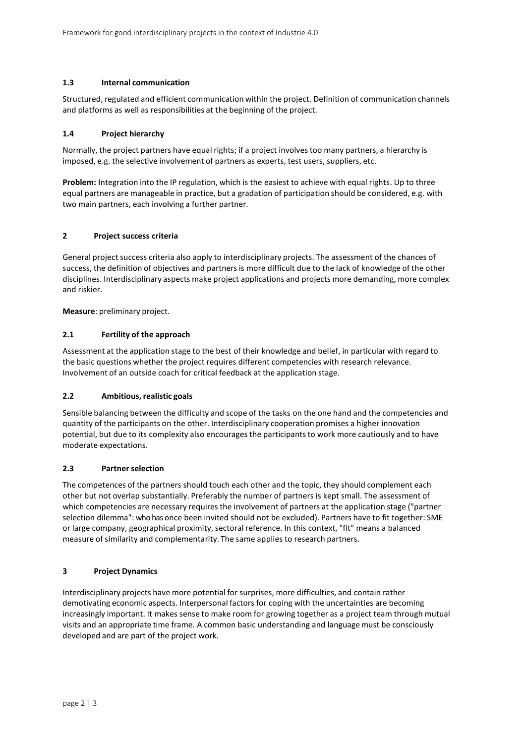### 1.3 Internal communication

Structured, regulated and efficient communication within the project. Definition of communication channels and platforms as well as responsibilities at the beginning of the project.

### 1.4 Project hierarchy

Normally, the project partners have equal rights; if a project involves too many partners, a hierarchy is imposed, e.g. the selective involvement of partners as experts, test users, suppliers, etc.

**Problem:** Integration into the IP regulation, which is the easiest to achieve with equal rights. Up to three equal partners are manageable in practice, but a gradation of participation should be considered, e.g. with two main partners, each involving a further partner.

## 2 Project success criteria

General project success criteria also apply to interdisciplinary projects. The assessment of the chances of success, the definition of objectives and partners is more difficult due to the lack of knowledge of the other disciplines. Interdisciplinary aspects make project applications and projects more demanding, more complex and riskier.

**Measure**: preliminary project.

### 2.1 Fertility of the approach

Assessment at the application stage to the best of their knowledge and belief, in particular with regard to the basic questions whether the project requires different competencies with research relevance. Involvement of an outside coach for critical feedback at the application stage.

### 2.2 Ambitious, realistic goals

Sensible balancing between the difficulty and scope of the tasks on the one hand and the competencies and quantity of the participants on the other. Interdisciplinary cooperation promises a higher innovation potential, but due to its complexity also encourages the participants to work more cautiously and to have moderate expectations.

### 2.3 Partner selection

The competences of the partners should touch each other and the topic, they should complement each other but not overlap substantially. Preferably the number of partners is kept small. The assessment of which competencies are necessary requires the involvement of partners at the application stage ("partner selection dilemma": who has once been invited should not be excluded). Partners have to fit together: SME or large company, geographical proximity, sectoral reference. In this context, "fit" means a balanced measure of similarity and complementarity. The same applies to research partners.

## 3 Project Dynamics

Interdisciplinary projects have more potential for surprises, more difficulties, and contain rather demotivating economic aspects. Interpersonal factors for coping with the uncertainties are becoming increasingly important. It makes sense to make room for growing together as a project team through mutual visits and an appropriate time frame. A common basic understanding and language must be consciously developed and are part of the project work.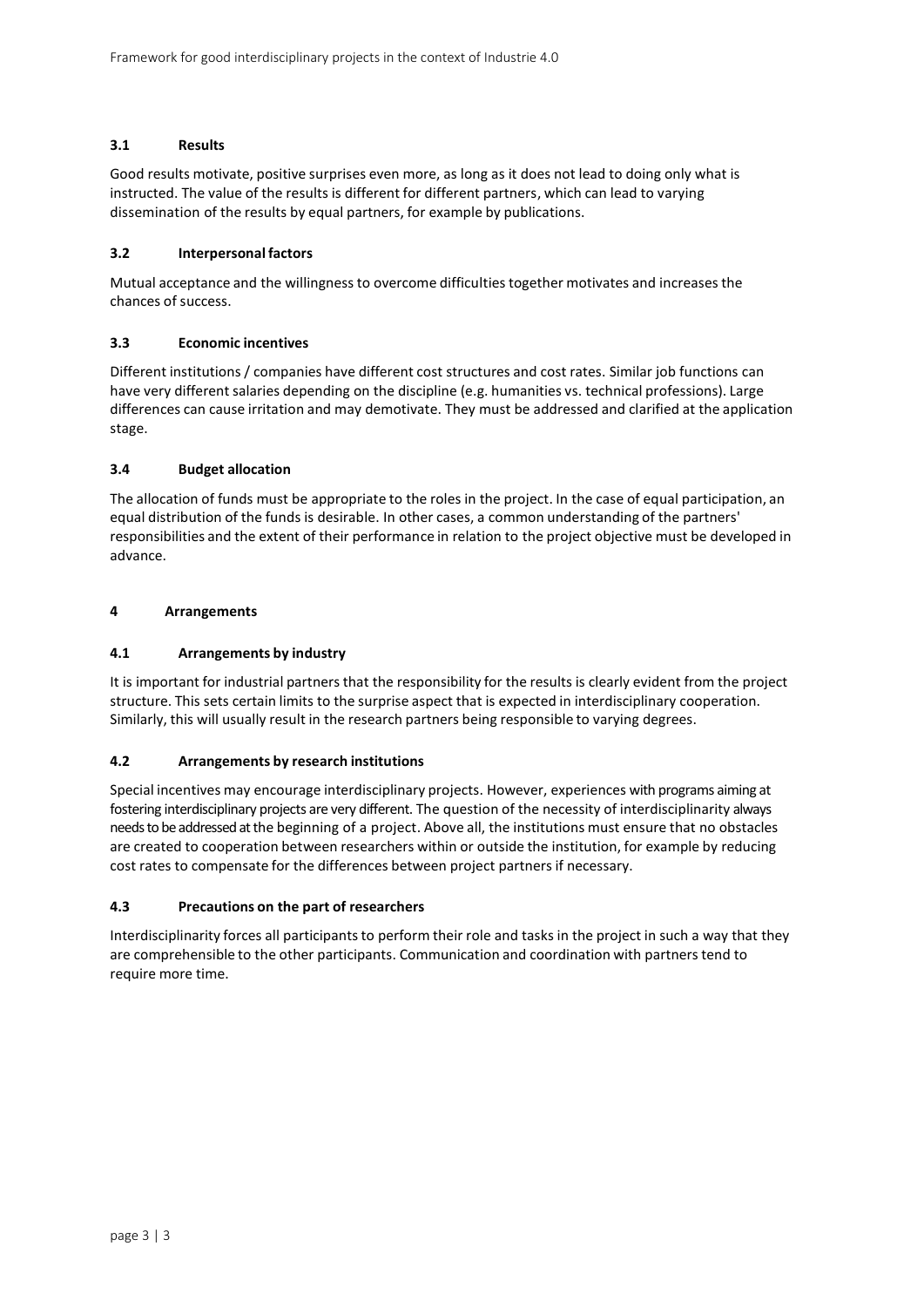### 3.1 Results

Good results motivate, positive surprises even more, as long as it does not lead to doing only what is instructed. The value of the results is different for different partners, which can lead to varying dissemination of the results by equal partners, for example by publications.

### 3.2 Interpersonal factors

Mutual acceptance and the willingness to overcome difficulties together motivates and increases the chances of success.

### 3.3 Economic incentives

Different institutions / companies have different cost structures and cost rates. Similar job functions can have very different salaries depending on the discipline (e.g. humanities vs. technical professions). Large differences can cause irritation and may demotivate. They must be addressed and clarified at the application stage.

### 3.4 Budget allocation

The allocation of funds must be appropriate to the roles in the project. In the case of equal participation, an equal distribution of the funds is desirable. In other cases, a common understanding of the partners' responsibilities and the extent of their performance in relation to the project objective must be developed in advance.

## 4 Arrangements

### 4.1 Arrangements by industry

It is important for industrial partners that the responsibility for the results is clearly evident from the project structure. This sets certain limits to the surprise aspect that is expected in interdisciplinary cooperation. Similarly, this will usually result in the research partners being responsible to varying degrees.

### 4.2 Arrangements by research institutions

Special incentives may encourage interdisciplinary projects. However, experiences with programs aiming at fostering interdisciplinary projects are very different. The question of the necessity of interdisciplinarity always needs to be addressed at the beginning of a project. Above all, the institutions must ensure that no obstacles are created to cooperation between researchers within or outside the institution, for example by reducing cost rates to compensate for the differences between project partners if necessary.

### 4.3 Precautions on the part of researchers

Interdisciplinarity forces all participants to perform their role and tasks in the project in such a way that they are comprehensible to the other participants. Communication and coordination with partners tend to require more time.